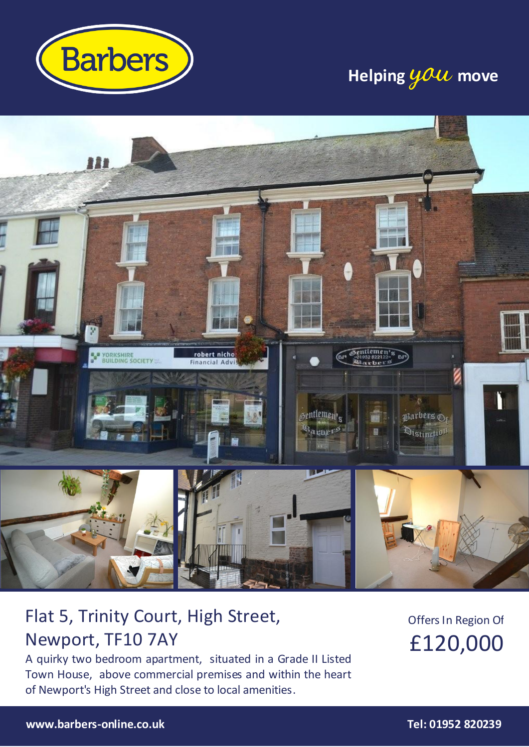Barbers

Helping *you* move

# Flat 5, Trinity Court, High Street, Newport, TF10 7AY

A quirky two bedroom apartment, situated in a Grade II Listed Town House, above commercial premises and within the heart of Newport's High Street and close to local amenities.

Offers In Region Of

## £120,000

www.barbers-online.co.uk

Tel: 01952 820239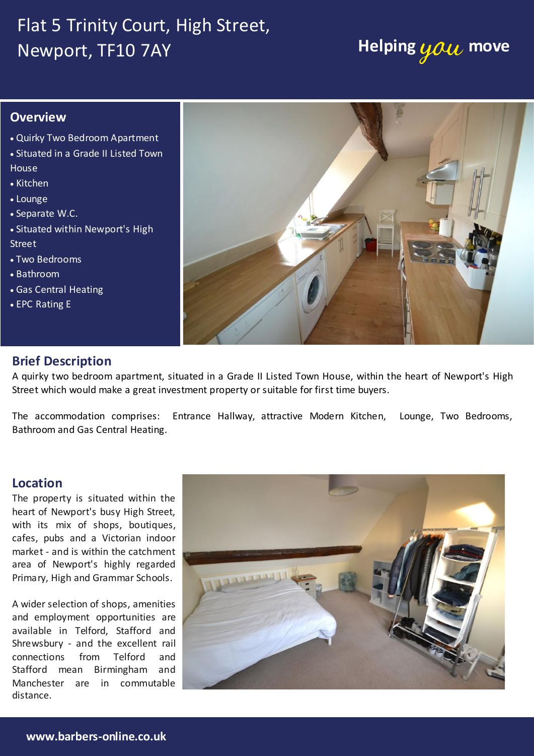# Flat 5 Trinity Court, High Street, Newport, TF10 7AY

Helping *you* move

## Overview

- Quirky Two Bedroom Apartment
- Situated in a Grade II Listed Town House
- Kitchen
- Lounge
- Separate W.C.
- Situated within Newport's High Street
- Two Bedrooms
- Bathroom
- Gas Central Heating
- EPC Rating E

## Brief Description

A quirky two bedroom apartment, situated in a Grade II Listed Town House, within the heart of Newport's High Street which would make a great investment property or suitable for first time buyers.

The accommodation comprises: Entrance Hallway, attractive Modern Kitchen, Lounge, Two Bedrooms, Bathroom and Gas Central Heating.

## Location

The property is situated within the heart of Newport's busy High Street, with its mix of shops, boutiques, cafes, pubs and a Victorian indoor market - and is within the catchment area of Newport's highly regarded Primary, High and Grammar Schools.

A wider selection of shops, amenities and employment opportunities are available in Telford, Stafford and Shrewsbury - and the excellent rail connections from Telford and Stafford mean Birmingham and Manchester are in commutable distance.

www.barbers-online.co.uk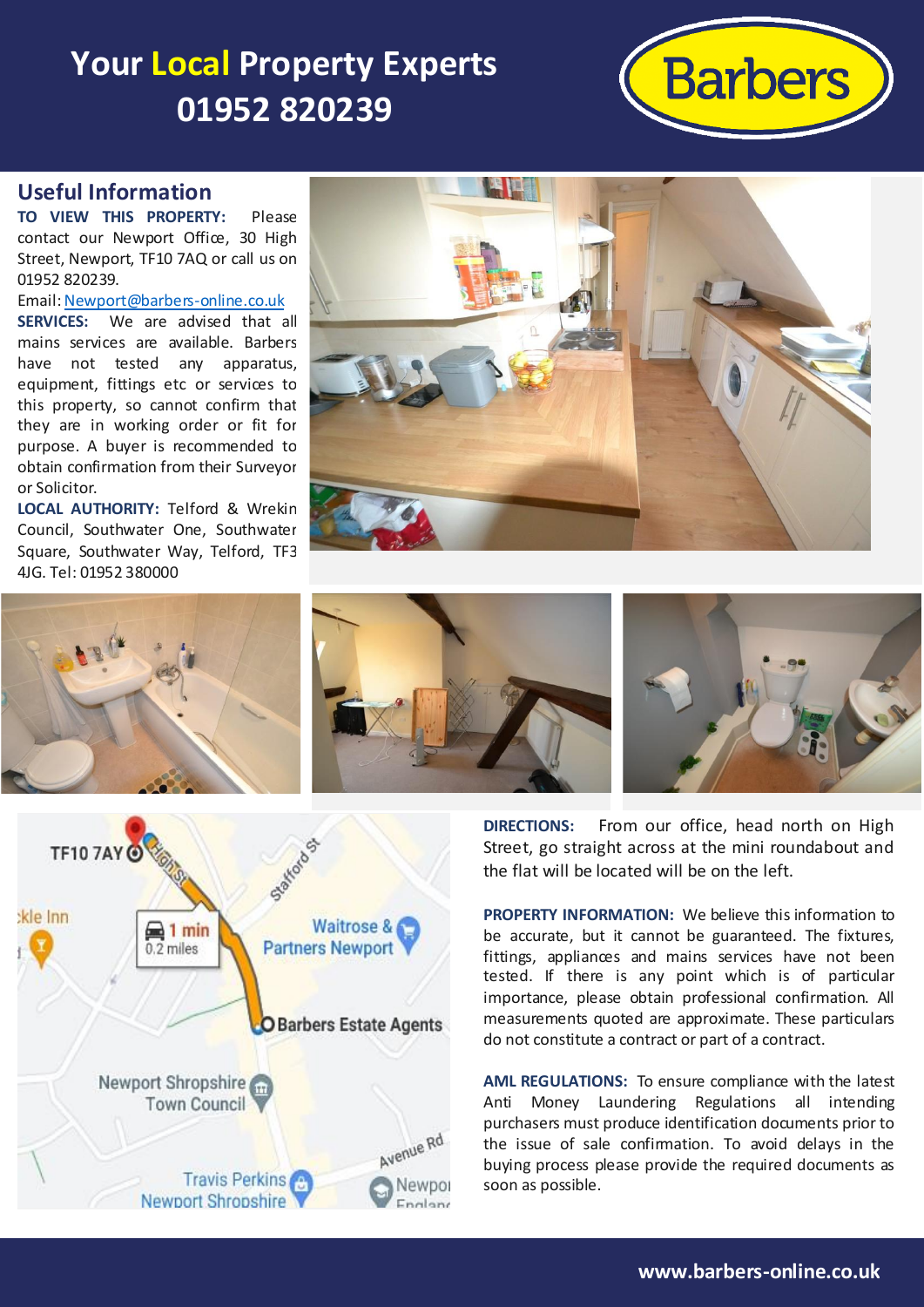# Your Local Property Experts 01952 820239

**Barbers**

## Useful Information

**TO VIEW THIS PROPERTY:** Please contact our Newport Office, 30 High Street, Newport, TF10 7AQ or call us on 01952 820239.

Email: Newport@barbers-online.co.uk

**SERVICES:** We are advised that all mains services are available. Barbers have not tested any apparatus, equipment, fittings etc or services to this property, so cannot confirm that they are in working order or fit for purpose. A buyer is recommended to obtain confirmation from their Surveyor or Solicitor.

**LOCAL AUTHORITY:** Telford & Wrekin Council, Southwater One, Southwater Square, Southwater Way, Telford, TF3 4JG. Tel: 01952 380000

**DIRECTIONS:** From our office, head north on High Street, go straight across at the mini roundabout and the flat will be located will be on the left.

**PROPERTY INFORMATION:** We believe this information to be accurate, but it cannot be guaranteed. The fixtures, fittings, appliances and mains services have not been tested. If there is any point which is of particular importance, please obtain professional confirmation. All measurements quoted are approximate. These particulars do not constitute a contract or part of a contract.

**AML REGULATIONS:** To ensure compliance with the latest Anti Money Laundering Regulations all intending purchasers must produce identification documents prior to the issue of sale confirmation. To avoid delays in the buying process please provide the required documents as soon as possible.

www.barbers-online.co.uk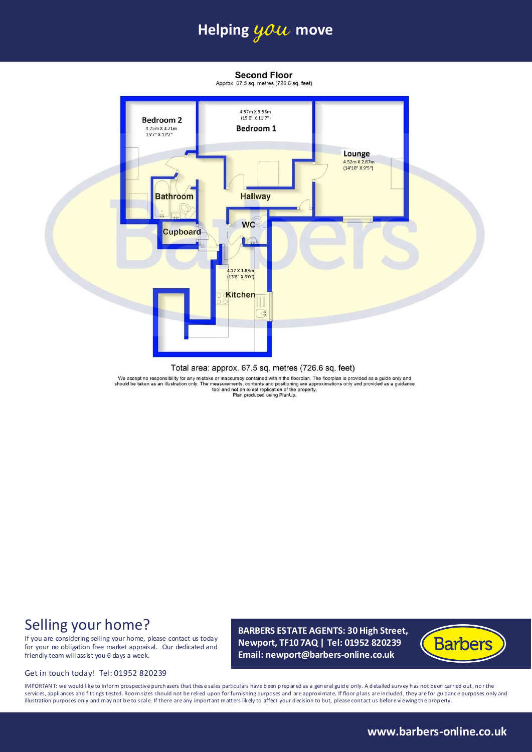Helping *you* move

## Second Floor

Approx. 67.5 sq. metres (726.6 sq. feet)

Bedroom 2
4.75m X 3.71m
15'7" X 12'2"

4.57m X 3.53m
(15'0" X 11'7")
Bedroom 1

Lounge
4.52m X 2.87m
(14'10" X 9'5")

Bathroom

Hallway

WC

Cupboard

4.17 X 1.83m
(13'8" X 6'0")
Kitchen

Total area: approx. 67.5 sq. metres (726.6 sq. feet)

We accept no responsibility for any mistake or inaccuracy contained within the floorplan. The floorplan is provided as a guide only and should be taken as an illustration only. The measurements, contents and positioning are approximations only and provided as a guidance tool and not an exact replication of the property.
Plan produced using PlanUp.

## Selling your home?

If you are considering selling your home, please contact us today for your no obligation free market appraisal. Our dedicated and friendly team will assist you 6 days a week.

Get in touch today! Tel: 01952 820239

**BARBERS ESTATE AGENTS: 30 High Street, Newport, TF10 7AQ | Tel: 01952 820239**
**Email: newport@barbers-online.co.uk**

Barbers

IMPORTANT: we would like to inform prospective purchasers that these sales particulars have been prepared as a general guide only. A detailed survey has not been carried out, nor the services, appliances and fittings tested. Room sizes should not be relied upon for furnishing purposes and are approximate. If floor plans are included, they are for guidance purposes only and illustration purposes only and may not be to scale. If there are any important matters likely to affect your decision to but, please contact us before viewing the property.

**www.barbers-online.co.uk**